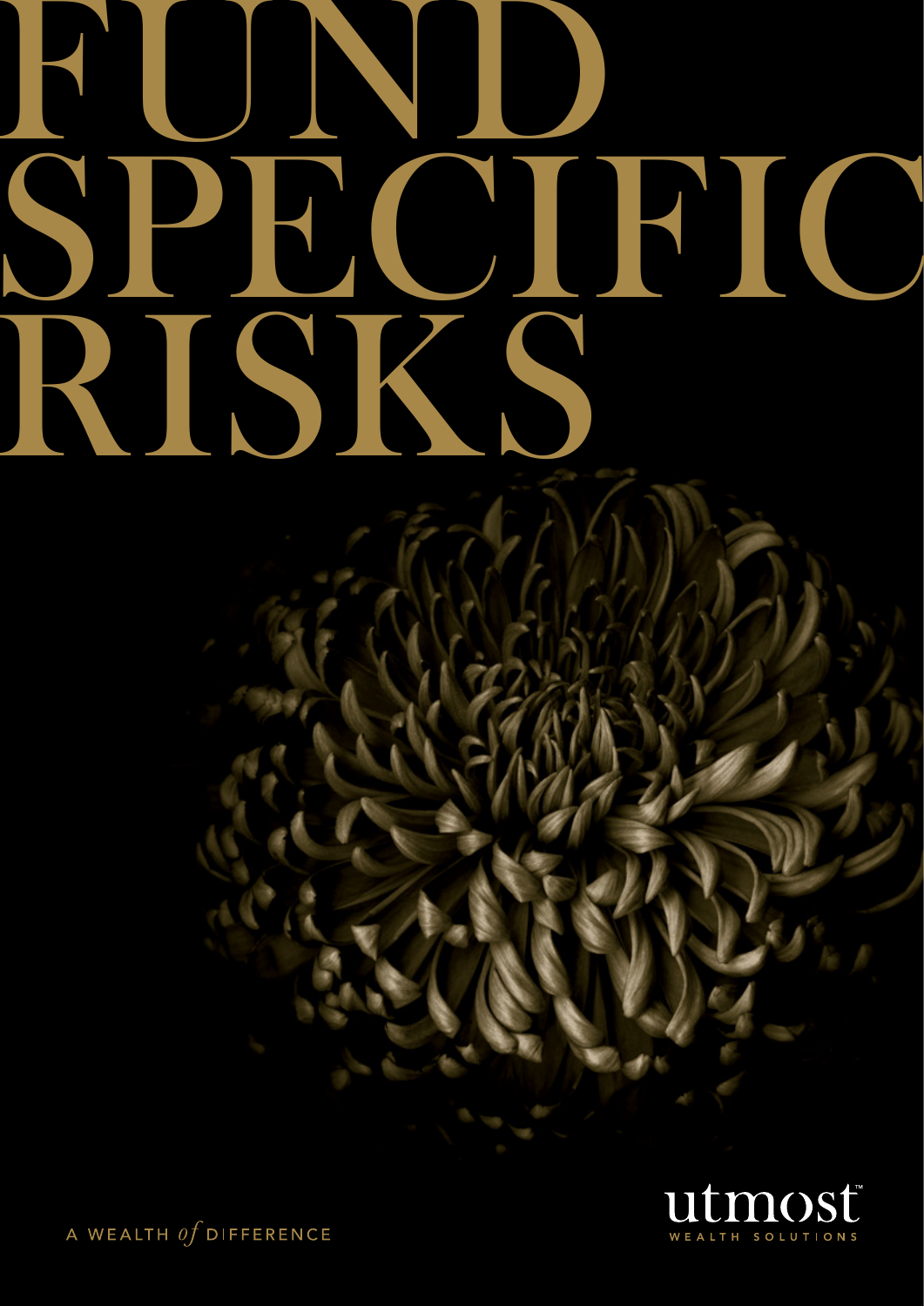# FUND SPECIFIC RISKS

A WEALTH *of* DIFFERENCE

utmost™

WEALTH SOLUTIONS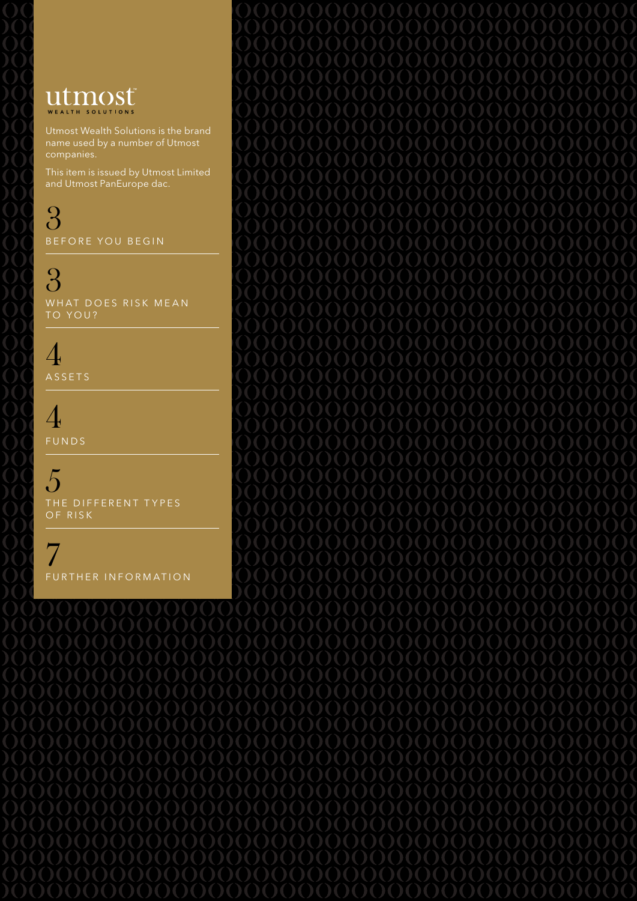utmost

WEALTH SOLUTIONS

Utmost Wealth Solutions is the brand name used by a number of Utmost companies.

This item is issued by Utmost Limited and Utmost PanEurope dac.

3 BEFORE YOU BEGIN

3 WHAT DOES RISK MEAN TO YOU?

4 ASSETS

4 FUNDS

5 THE DIFFERENT TYPES OF RISK

7 FURTHER INFORMATION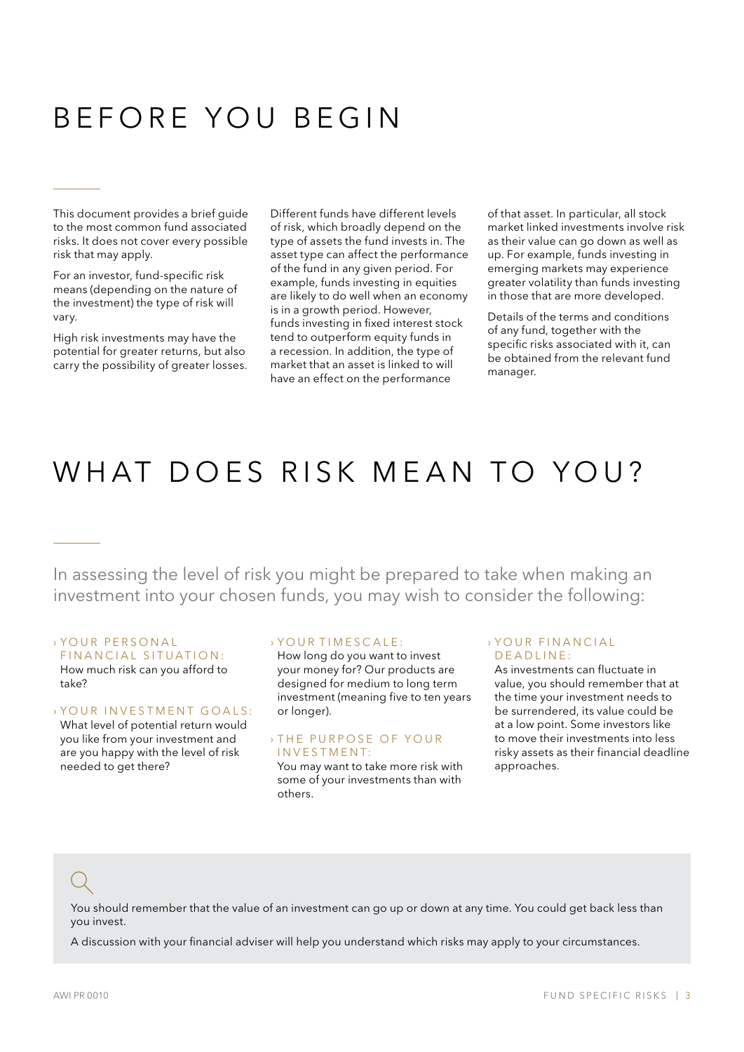# BEFORE YOU BEGIN

This document provides a brief guide to the most common fund associated risks. It does not cover every possible risk that may apply.

For an investor, fund-specific risk means (depending on the nature of the investment) the type of risk will vary.

High risk investments may have the potential for greater returns, but also carry the possibility of greater losses.

Different funds have different levels of risk, which broadly depend on the type of assets the fund invests in. The asset type can affect the performance of the fund in any given period. For example, funds investing in equities are likely to do well when an economy is in a growth period. However, funds investing in fixed interest stock tend to outperform equity funds in a recession. In addition, the type of market that an asset is linked to will have an effect on the performance of that asset. In particular, all stock market linked investments involve risk as their value can go down as well as up. For example, funds investing in emerging markets may experience greater volatility than funds investing in those that are more developed.

Details of the terms and conditions of any fund, together with the specific risks associated with it, can be obtained from the relevant fund manager.

# WHAT DOES RISK MEAN TO YOU?

In assessing the level of risk you might be prepared to take when making an investment into your chosen funds, you may wish to consider the following:

› **YOUR PERSONAL FINANCIAL SITUATION:**
How much risk can you afford to take?

› **YOUR INVESTMENT GOALS:**
What level of potential return would you like from your investment and are you happy with the level of risk needed to get there?

› **YOUR TIMESCALE:**
How long do you want to invest your money for? Our products are designed for medium to long term investment (meaning five to ten years or longer).

› **THE PURPOSE OF YOUR INVESTMENT:**
You may want to take more risk with some of your investments than with others.

› **YOUR FINANCIAL DEADLINE:**
As investments can fluctuate in value, you should remember that at the time your investment needs to be surrendered, its value could be at a low point. Some investors like to move their investments into less risky assets as their financial deadline approaches.

You should remember that the value of an investment can go up or down at any time. You could get back less than you invest.

A discussion with your financial adviser will help you understand which risks may apply to your circumstances.

AWI PR 0010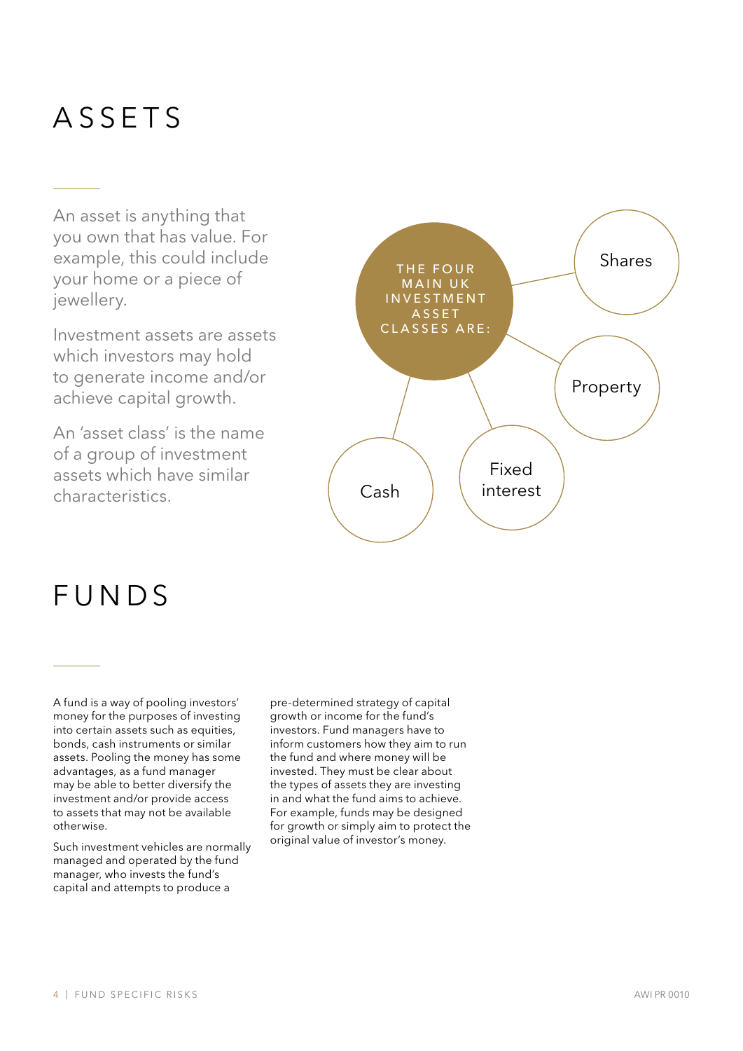# ASSETS

An asset is anything that you own that has value. For example, this could include your home or a piece of jewellery.

Investment assets are assets which investors may hold to generate income and/or achieve capital growth.

An 'asset class' is the name of a group of investment assets which have similar characteristics.

THE FOUR MAIN UK INVESTMENT ASSET CLASSES ARE:

- Shares
- Property
- Fixed interest
- Cash

# FUNDS

A fund is a way of pooling investors' money for the purposes of investing into certain assets such as equities, bonds, cash instruments or similar assets. Pooling the money has some advantages, as a fund manager may be able to better diversify the investment and/or provide access to assets that may not be available otherwise.

Such investment vehicles are normally managed and operated by the fund manager, who invests the fund's capital and attempts to produce a pre-determined strategy of capital growth or income for the fund's investors. Fund managers have to inform customers how they aim to run the fund and where money will be invested. They must be clear about the types of assets they are investing in and what the fund aims to achieve. For example, funds may be designed for growth or simply aim to protect the original value of investor's money.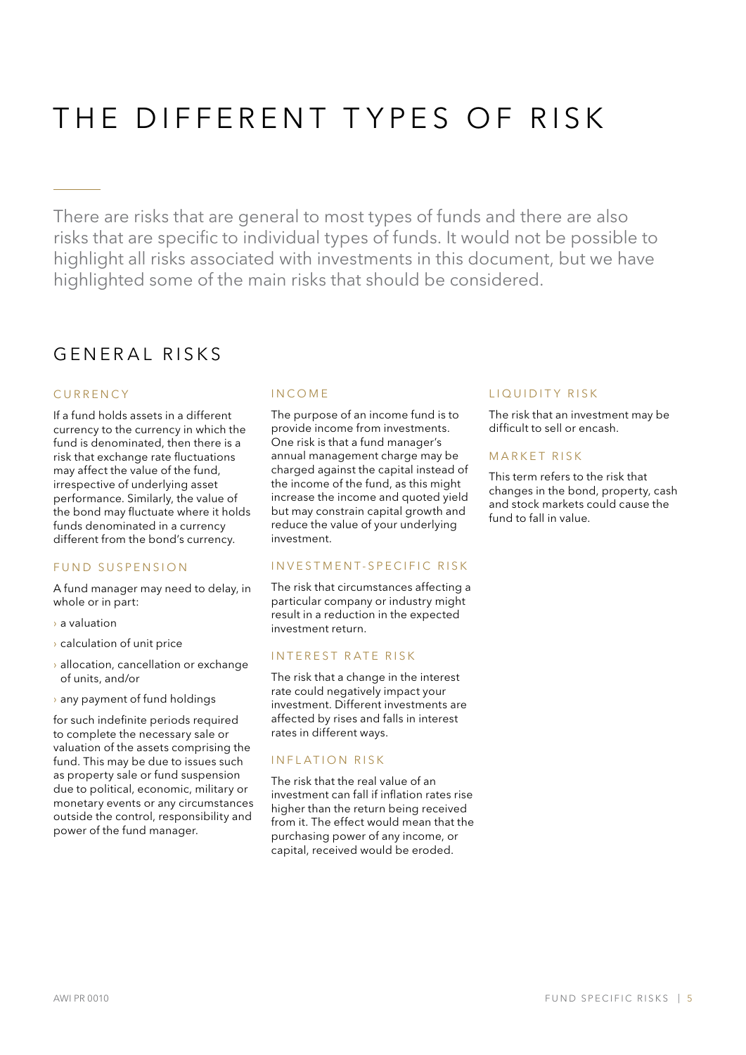# THE DIFFERENT TYPES OF RISK

There are risks that are general to most types of funds and there are also risks that are specific to individual types of funds. It would not be possible to highlight all risks associated with investments in this document, but we have highlighted some of the main risks that should be considered.

## GENERAL RISKS

### CURRENCY

If a fund holds assets in a different currency to the currency in which the fund is denominated, then there is a risk that exchange rate fluctuations may affect the value of the fund, irrespective of underlying asset performance. Similarly, the value of the bond may fluctuate where it holds funds denominated in a currency different from the bond's currency.

### FUND SUSPENSION

A fund manager may need to delay, in whole or in part:

- a valuation
- calculation of unit price
- allocation, cancellation or exchange of units, and/or
- any payment of fund holdings

for such indefinite periods required to complete the necessary sale or valuation of the assets comprising the fund. This may be due to issues such as property sale or fund suspension due to political, economic, military or monetary events or any circumstances outside the control, responsibility and power of the fund manager.

### INCOME

The purpose of an income fund is to provide income from investments. One risk is that a fund manager's annual management charge may be charged against the capital instead of the income of the fund, as this might increase the income and quoted yield but may constrain capital growth and reduce the value of your underlying investment.

### INVESTMENT-SPECIFIC RISK

The risk that circumstances affecting a particular company or industry might result in a reduction in the expected investment return.

### INTEREST RATE RISK

The risk that a change in the interest rate could negatively impact your investment. Different investments are affected by rises and falls in interest rates in different ways.

### INFLATION RISK

The risk that the real value of an investment can fall if inflation rates rise higher than the return being received from it. The effect would mean that the purchasing power of any income, or capital, received would be eroded.

### LIQUIDITY RISK

The risk that an investment may be difficult to sell or encash.

### MARKET RISK

This term refers to the risk that changes in the bond, property, cash and stock markets could cause the fund to fall in value.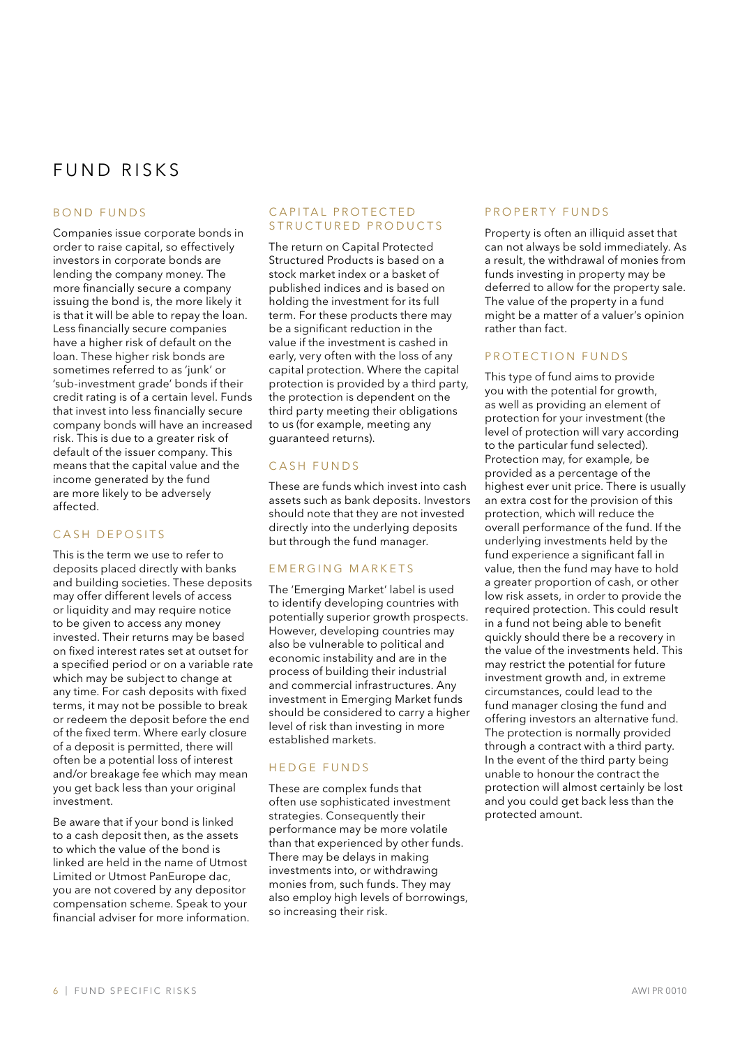# FUND RISKS

## BOND FUNDS

Companies issue corporate bonds in order to raise capital, so effectively investors in corporate bonds are lending the company money. The more financially secure a company issuing the bond is, the more likely it is that it will be able to repay the loan. Less financially secure companies have a higher risk of default on the loan. These higher risk bonds are sometimes referred to as 'junk' or 'sub-investment grade' bonds if their credit rating is of a certain level. Funds that invest into less financially secure company bonds will have an increased risk. This is due to a greater risk of default of the issuer company. This means that the capital value and the income generated by the fund are more likely to be adversely affected.

## CASH DEPOSITS

This is the term we use to refer to deposits placed directly with banks and building societies. These deposits may offer different levels of access or liquidity and may require notice to be given to access any money invested. Their returns may be based on fixed interest rates set at outset for a specified period or on a variable rate which may be subject to change at any time. For cash deposits with fixed terms, it may not be possible to break or redeem the deposit before the end of the fixed term. Where early closure of a deposit is permitted, there will often be a potential loss of interest and/or breakage fee which may mean you get back less than your original investment.

Be aware that if your bond is linked to a cash deposit then, as the assets to which the value of the bond is linked are held in the name of Utmost Limited or Utmost PanEurope dac, you are not covered by any depositor compensation scheme. Speak to your financial adviser for more information.

## CAPITAL PROTECTED STRUCTURED PRODUCTS

The return on Capital Protected Structured Products is based on a stock market index or a basket of published indices and is based on holding the investment for its full term. For these products there may be a significant reduction in the value if the investment is cashed in early, very often with the loss of any capital protection. Where the capital protection is provided by a third party, the protection is dependent on the third party meeting their obligations to us (for example, meeting any guaranteed returns).

## CASH FUNDS

These are funds which invest into cash assets such as bank deposits. Investors should note that they are not invested directly into the underlying deposits but through the fund manager.

## EMERGING MARKETS

The 'Emerging Market' label is used to identify developing countries with potentially superior growth prospects. However, developing countries may also be vulnerable to political and economic instability and are in the process of building their industrial and commercial infrastructures. Any investment in Emerging Market funds should be considered to carry a higher level of risk than investing in more established markets.

## HEDGE FUNDS

These are complex funds that often use sophisticated investment strategies. Consequently their performance may be more volatile than that experienced by other funds. There may be delays in making investments into, or withdrawing monies from, such funds. They may also employ high levels of borrowings, so increasing their risk.

## PROPERTY FUNDS

Property is often an illiquid asset that can not always be sold immediately. As a result, the withdrawal of monies from funds investing in property may be deferred to allow for the property sale. The value of the property in a fund might be a matter of a valuer's opinion rather than fact.

## PROTECTION FUNDS

This type of fund aims to provide you with the potential for growth, as well as providing an element of protection for your investment (the level of protection will vary according to the particular fund selected). Protection may, for example, be provided as a percentage of the highest ever unit price. There is usually an extra cost for the provision of this protection, which will reduce the overall performance of the fund. If the underlying investments held by the fund experience a significant fall in value, then the fund may have to hold a greater proportion of cash, or other low risk assets, in order to provide the required protection. This could result in a fund not being able to benefit quickly should there be a recovery in the value of the investments held. This may restrict the potential for future investment growth and, in extreme circumstances, could lead to the fund manager closing the fund and offering investors an alternative fund. The protection is normally provided through a contract with a third party. In the event of the third party being unable to honour the contract the protection will almost certainly be lost and you could get back less than the protected amount.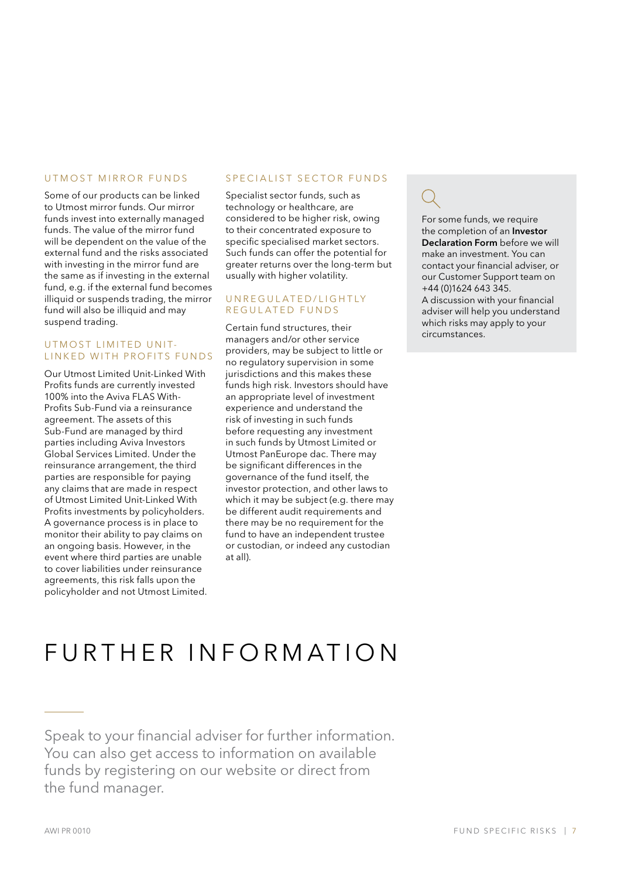## UTMOST MIRROR FUNDS

Some of our products can be linked to Utmost mirror funds. Our mirror funds invest into externally managed funds. The value of the mirror fund will be dependent on the value of the external fund and the risks associated with investing in the mirror fund are the same as if investing in the external fund, e.g. if the external fund becomes illiquid or suspends trading, the mirror fund will also be illiquid and may suspend trading.

## UTMOST LIMITED UNIT-LINKED WITH PROFITS FUNDS

Our Utmost Limited Unit-Linked With Profits funds are currently invested 100% into the Aviva FLAS With-Profits Sub-Fund via a reinsurance agreement. The assets of this Sub-Fund are managed by third parties including Aviva Investors Global Services Limited. Under the reinsurance arrangement, the third parties are responsible for paying any claims that are made in respect of Utmost Limited Unit-Linked With Profits investments by policyholders. A governance process is in place to monitor their ability to pay claims on an ongoing basis. However, in the event where third parties are unable to cover liabilities under reinsurance agreements, this risk falls upon the policyholder and not Utmost Limited.

## SPECIALIST SECTOR FUNDS

Specialist sector funds, such as technology or healthcare, are considered to be higher risk, owing to their concentrated exposure to specific specialised market sectors. Such funds can offer the potential for greater returns over the long-term but usually with higher volatility.

## UNREGULATED/LIGHTLY REGULATED FUNDS

Certain fund structures, their managers and/or other service providers, may be subject to little or no regulatory supervision in some jurisdictions and this makes these funds high risk. Investors should have an appropriate level of investment experience and understand the risk of investing in such funds before requesting any investment in such funds by Utmost Limited or Utmost PanEurope dac. There may be significant differences in the governance of the fund itself, the investor protection, and other laws to which it may be subject (e.g. there may be different audit requirements and there may be no requirement for the fund to have an independent trustee or custodian, or indeed any custodian at all).

For some funds, we require the completion of an **Investor Declaration Form** before we will make an investment. You can contact your financial adviser, or our Customer Support team on +44 (0)1624 643 345.
A discussion with your financial adviser will help you understand which risks may apply to your circumstances.

# FURTHER INFORMATION

Speak to your financial adviser for further information. You can also get access to information on available funds by registering on our website or direct from the fund manager.

AWI PR 0010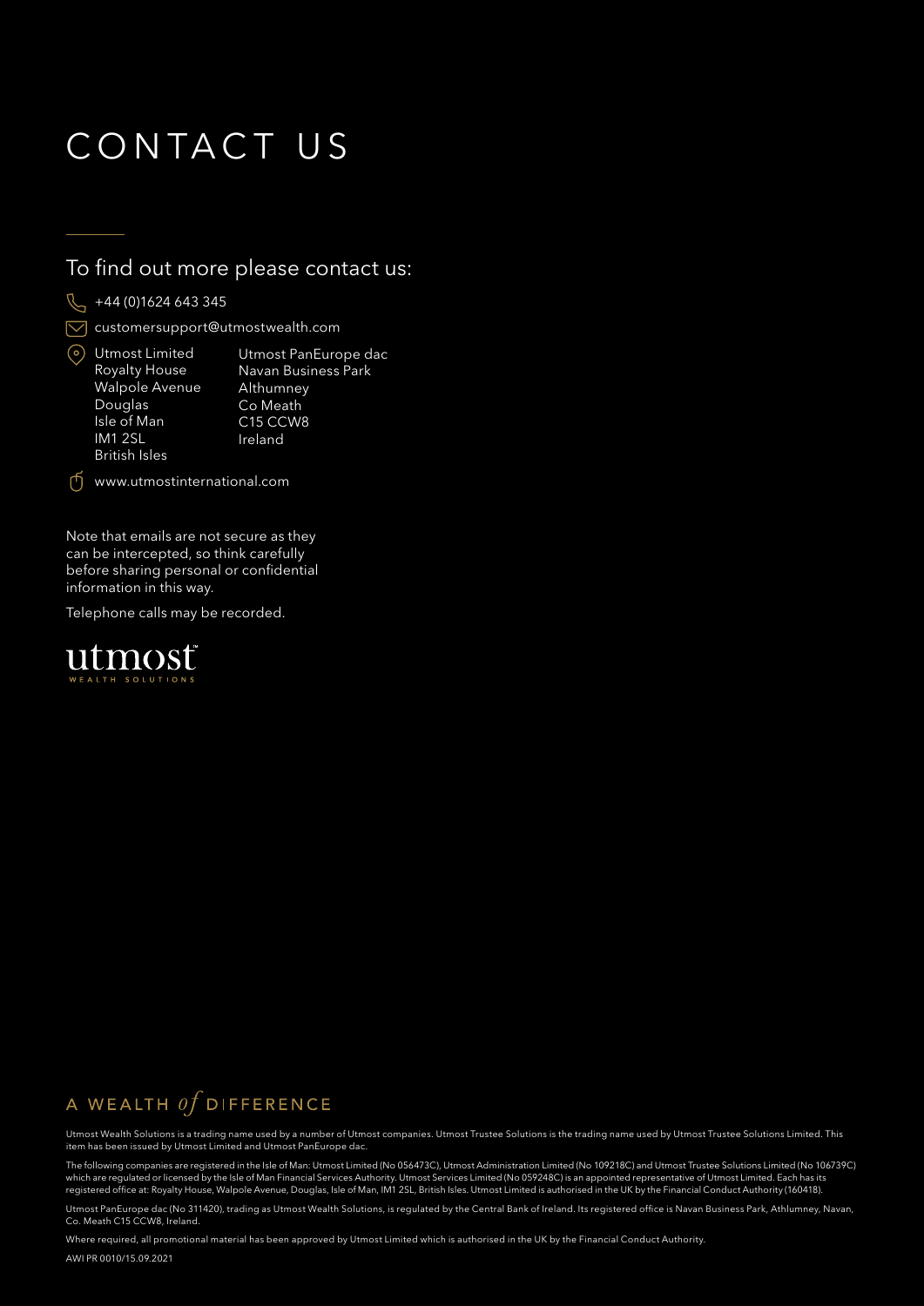# CONTACT US

## To find out more please contact us:

+44 (0)1624 643 345

customersupport@utmostwealth.com

Utmost Limited
Royalty House
Walpole Avenue
Douglas
Isle of Man
IM1 2SL
British Isles

Utmost PanEurope dac
Navan Business Park
Althumney
Co Meath
C15 CCW8
Ireland

www.utmostinternational.com

Note that emails are not secure as they can be intercepted, so think carefully before sharing personal or confidential information in this way.

Telephone calls may be recorded.

utmost™
WEALTH SOLUTIONS

A WEALTH *of* DIFFERENCE

Utmost Wealth Solutions is a trading name used by a number of Utmost companies. Utmost Trustee Solutions is the trading name used by Utmost Trustee Solutions Limited. This item has been issued by Utmost Limited and Utmost PanEurope dac.

The following companies are registered in the Isle of Man: Utmost Limited (No 056473C), Utmost Administration Limited (No 109218C) and Utmost Trustee Solutions Limited (No 106739C) which are regulated or licensed by the Isle of Man Financial Services Authority. Utmost Services Limited (No 059248C) is an appointed representative of Utmost Limited. Each has its registered office at: Royalty House, Walpole Avenue, Douglas, Isle of Man, IM1 2SL, British Isles. Utmost Limited is authorised in the UK by the Financial Conduct Authority (160418).

Utmost PanEurope dac (No 311420), trading as Utmost Wealth Solutions, is regulated by the Central Bank of Ireland. Its registered office is Navan Business Park, Athlumney, Navan, Co. Meath C15 CCW8, Ireland.

Where required, all promotional material has been approved by Utmost Limited which is authorised in the UK by the Financial Conduct Authority.

AWI PR 0010/15.09.2021